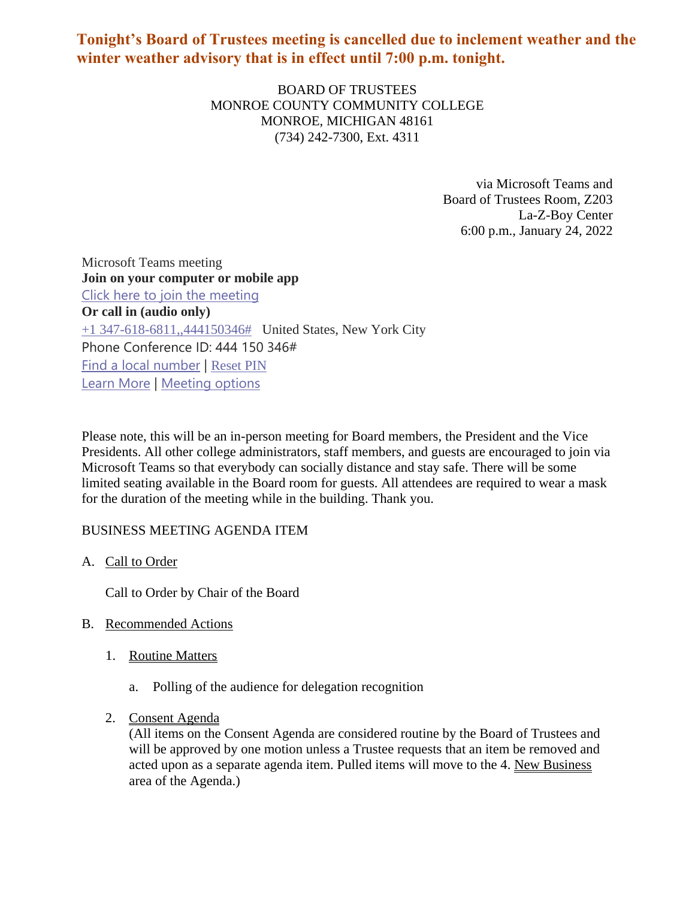**Tonight's Board of Trustees meeting is cancelled due to inclement weather and the winter weather advisory that is in effect until 7:00 p.m. tonight.**

BOARD OF TRUSTEES
MONROE COUNTY COMMUNITY COLLEGE
MONROE, MICHIGAN 48161
(734) 242-7300, Ext. 4311

via Microsoft Teams and
Board of Trustees Room, Z203
La-Z-Boy Center
6:00 p.m., January 24, 2022

Microsoft Teams meeting
**Join on your computer or mobile app**
Click here to join the meeting
**Or call in (audio only)**
+1 347-618-6811,,444150346# United States, New York City
Phone Conference ID: 444 150 346#
Find a local number | Reset PIN
Learn More | Meeting options

Please note, this will be an in-person meeting for Board members, the President and the Vice Presidents. All other college administrators, staff members, and guests are encouraged to join via Microsoft Teams so that everybody can socially distance and stay safe. There will be some limited seating available in the Board room for guests. All attendees are required to wear a mask for the duration of the meeting while in the building. Thank you.

BUSINESS MEETING AGENDA ITEM

A. Call to Order

Call to Order by Chair of the Board

B. Recommended Actions

1. Routine Matters

   a. Polling of the audience for delegation recognition

2. Consent Agenda
   (All items on the Consent Agenda are considered routine by the Board of Trustees and will be approved by one motion unless a Trustee requests that an item be removed and acted upon as a separate agenda item. Pulled items will move to the 4. New Business area of the Agenda.)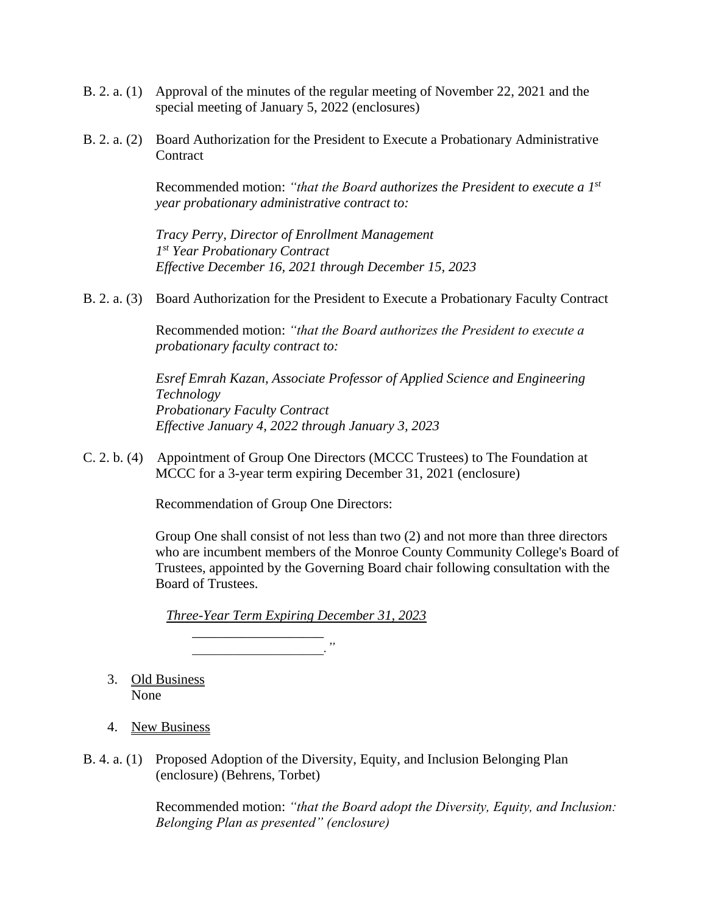B. 2. a. (1) Approval of the minutes of the regular meeting of November 22, 2021 and the special meeting of January 5, 2022 (enclosures)

B. 2. a. (2) Board Authorization for the President to Execute a Probationary Administrative Contract

Recommended motion: *"that the Board authorizes the President to execute a 1st year probationary administrative contract to:*

*Tracy Perry, Director of Enrollment Management*
*1st Year Probationary Contract*
*Effective December 16, 2021 through December 15, 2023*

B. 2. a. (3) Board Authorization for the President to Execute a Probationary Faculty Contract

Recommended motion: *"that the Board authorizes the President to execute a probationary faculty contract to:*

*Esref Emrah Kazan, Associate Professor of Applied Science and Engineering Technology*
*Probationary Faculty Contract*
*Effective January 4, 2022 through January 3, 2023*

C. 2. b. (4) Appointment of Group One Directors (MCCC Trustees) to The Foundation at MCCC for a 3-year term expiring December 31, 2021 (enclosure)

Recommendation of Group One Directors:

Group One shall consist of not less than two (2) and not more than three directors who are incumbent members of the Monroe County Community College's Board of Trustees, appointed by the Governing Board chair following consultation with the Board of Trustees.

*Three-Year Term Expiring December 31, 2023*

\_\_\_\_\_\_\_\_\_\_\_\_\_\_\_\_\_\_\_
\_\_\_\_\_\_\_\_\_\_\_\_\_\_\_\_\_\_\_*."*

3. Old Business
   None

4. New Business

B. 4. a. (1) Proposed Adoption of the Diversity, Equity, and Inclusion Belonging Plan (enclosure) (Behrens, Torbet)

Recommended motion: *"that the Board adopt the Diversity, Equity, and Inclusion: Belonging Plan as presented" (enclosure)*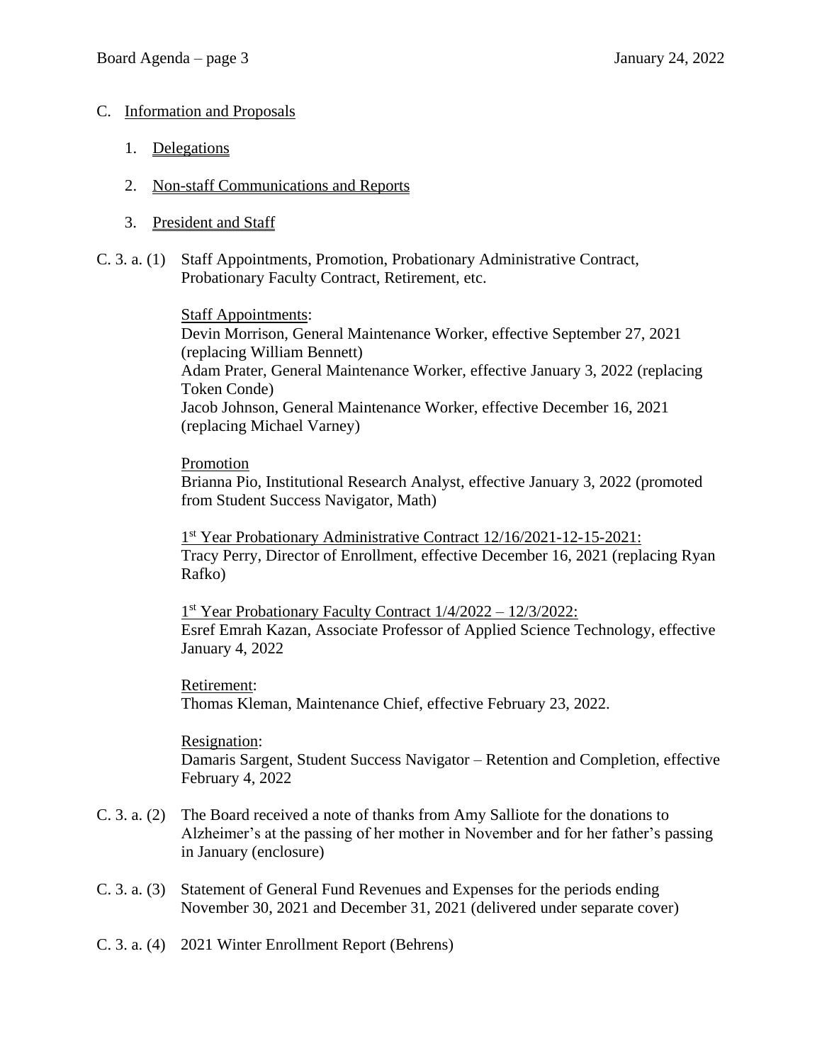C. Information and Proposals

1. Delegations

2. Non-staff Communications and Reports

3. President and Staff

C. 3. a. (1) Staff Appointments, Promotion, Probationary Administrative Contract, Probationary Faculty Contract, Retirement, etc.

Staff Appointments:
Devin Morrison, General Maintenance Worker, effective September 27, 2021 (replacing William Bennett)
Adam Prater, General Maintenance Worker, effective January 3, 2022 (replacing Token Conde)
Jacob Johnson, General Maintenance Worker, effective December 16, 2021 (replacing Michael Varney)

Promotion
Brianna Pio, Institutional Research Analyst, effective January 3, 2022 (promoted from Student Success Navigator, Math)

1st Year Probationary Administrative Contract 12/16/2021-12-15-2021:
Tracy Perry, Director of Enrollment, effective December 16, 2021 (replacing Ryan Rafko)

1st Year Probationary Faculty Contract 1/4/2022 – 12/3/2022:
Esref Emrah Kazan, Associate Professor of Applied Science Technology, effective January 4, 2022

Retirement:
Thomas Kleman, Maintenance Chief, effective February 23, 2022.

Resignation:
Damaris Sargent, Student Success Navigator – Retention and Completion, effective February 4, 2022

C. 3. a. (2) The Board received a note of thanks from Amy Salliote for the donations to Alzheimer's at the passing of her mother in November and for her father's passing in January (enclosure)

C. 3. a. (3) Statement of General Fund Revenues and Expenses for the periods ending November 30, 2021 and December 31, 2021 (delivered under separate cover)

C. 3. a. (4) 2021 Winter Enrollment Report (Behrens)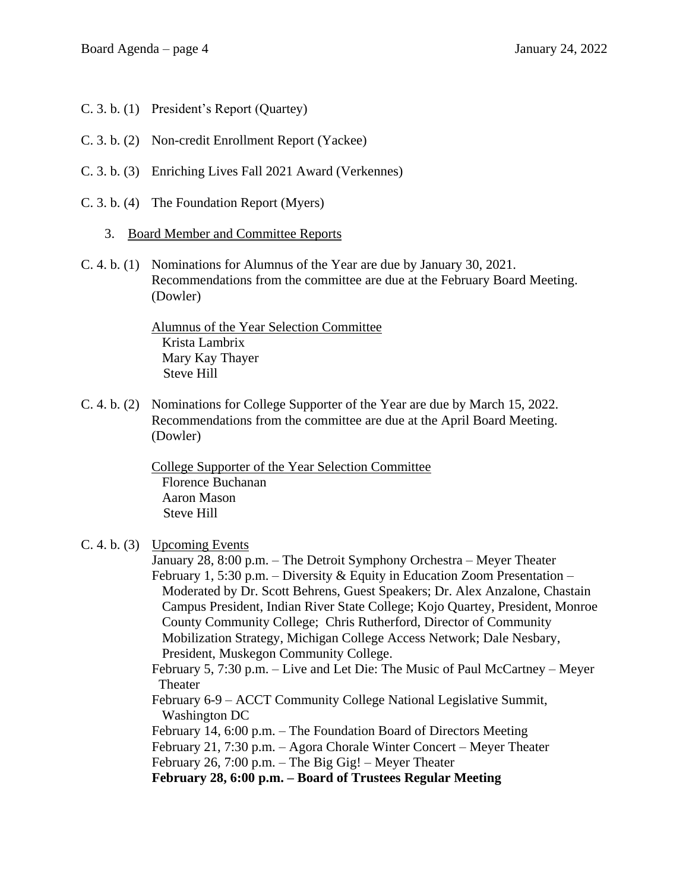C. 3. b. (1) President's Report (Quartey)

C. 3. b. (2) Non-credit Enrollment Report (Yackee)

C. 3. b. (3) Enriching Lives Fall 2021 Award (Verkennes)

C. 3. b. (4) The Foundation Report (Myers)

3. <u>Board Member and Committee Reports</u>

C. 4. b. (1) Nominations for Alumnus of the Year are due by January 30, 2021. Recommendations from the committee are due at the February Board Meeting. (Dowler)

<u>Alumnus of the Year Selection Committee</u>
Krista Lambrix
Mary Kay Thayer
Steve Hill

C. 4. b. (2) Nominations for College Supporter of the Year are due by March 15, 2022. Recommendations from the committee are due at the April Board Meeting. (Dowler)

<u>College Supporter of the Year Selection Committee</u>
Florence Buchanan
Aaron Mason
Steve Hill

C. 4. b. (3) <u>Upcoming Events</u>

January 28, 8:00 p.m. – The Detroit Symphony Orchestra – Meyer Theater
February 1, 5:30 p.m. – Diversity & Equity in Education Zoom Presentation – Moderated by Dr. Scott Behrens, Guest Speakers; Dr. Alex Anzalone, Chastain Campus President, Indian River State College; Kojo Quartey, President, Monroe County Community College; Chris Rutherford, Director of Community Mobilization Strategy, Michigan College Access Network; Dale Nesbary, President, Muskegon Community College.
February 5, 7:30 p.m. – Live and Let Die: The Music of Paul McCartney – Meyer Theater
February 6-9 – ACCT Community College National Legislative Summit, Washington DC
February 14, 6:00 p.m. – The Foundation Board of Directors Meeting
February 21, 7:30 p.m. – Agora Chorale Winter Concert – Meyer Theater
February 26, 7:00 p.m. – The Big Gig! – Meyer Theater
**February 28, 6:00 p.m. – Board of Trustees Regular Meeting**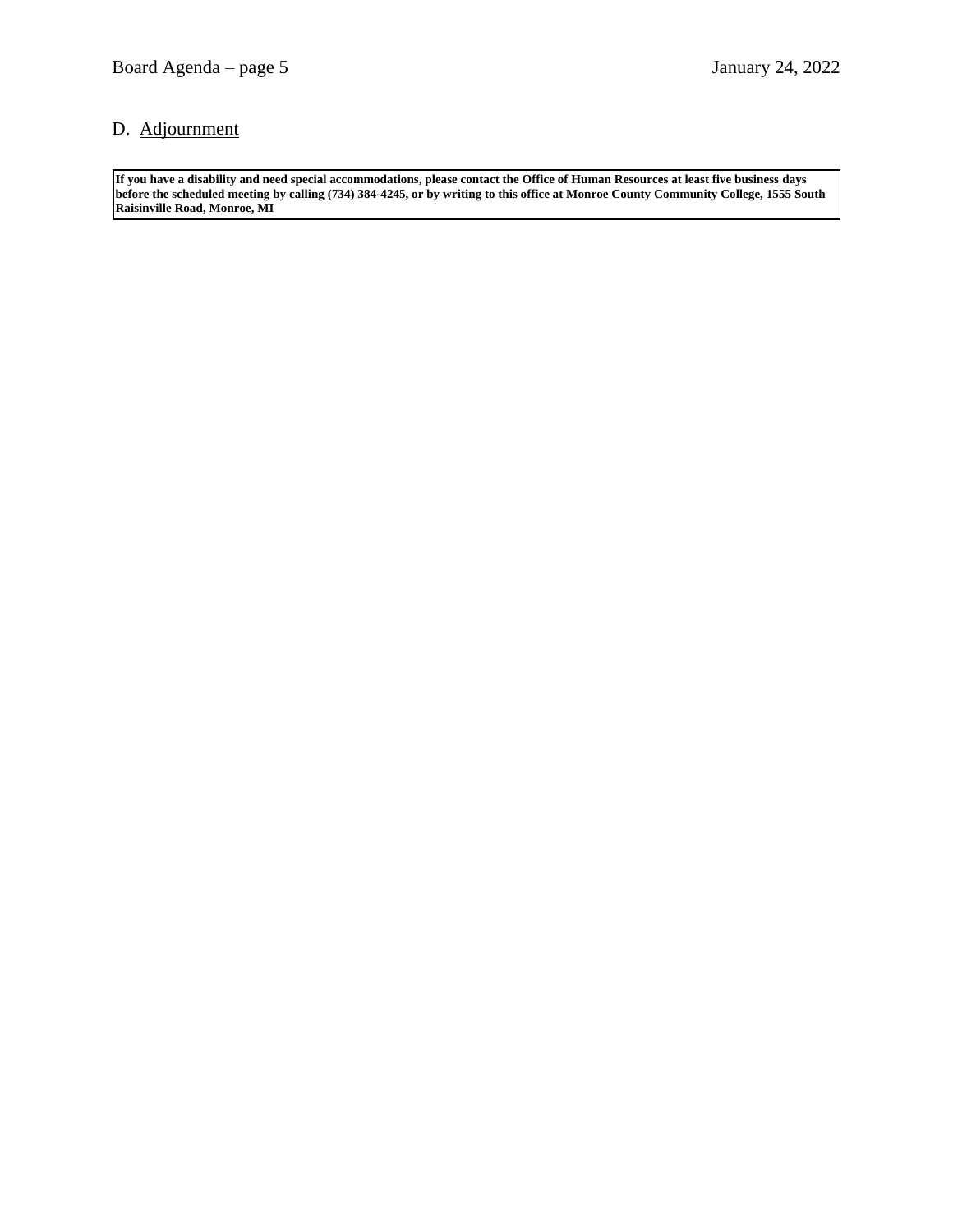D. Adjournment

**If you have a disability and need special accommodations, please contact the Office of Human Resources at least five business days before the scheduled meeting by calling (734) 384-4245, or by writing to this office at Monroe County Community College, 1555 South Raisinville Road, Monroe, MI**